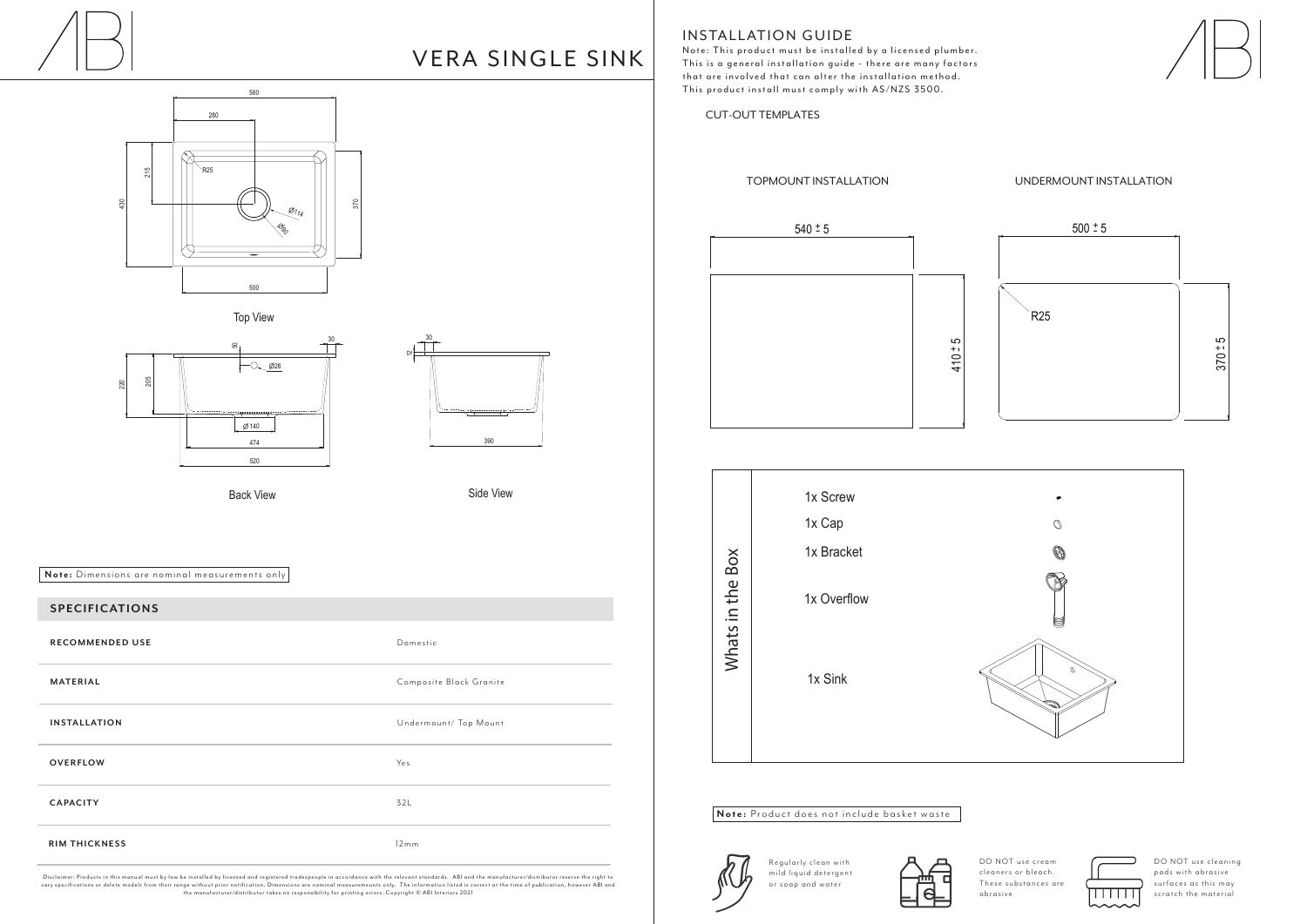# VERA SINGLE SINK

Top View

Back View

Side View

**Note:** Dimensions are nominal measurements only

## SPECIFICATIONS

| | |
|---|---|
| **RECOMMENDED USE** | Domestic |
| **MATERIAL** | Composite Black Granite |
| **INSTALLATION** | Undermount/ Top Mount |
| **OVERFLOW** | Yes |
| **CAPACITY** | 32L |
| **RIM THICKNESS** | 12mm |

Disclaimer: Products in this manual must by law be installed by licensed and registered tradespeople in accordance with the relevant standards. ABI and the manufacturer/distributor reserve the right to vary specifications or delete models from their range without prior notification. Dimensions are nominal measurements only. The information listed is correct at the time of publication, however ABI and the manufacturer/distributor takes no responsibility for printing errors. Copyright © ABI Interiors 2021

## INSTALLATION GUIDE

Note: This product must be installed by a licensed plumber. This is a general installation guide - there are many factors that are involved that can alter the installation method. This product install must comply with AS/NZS 3500.

CUT-OUT TEMPLATES

TOPMOUNT INSTALLATION

540 ± 5

410 ± 5

UNDERMOUNT INSTALLATION

500 ± 5

R25

370 ± 5

## Whats in the Box

- 1x Screw
- 1x Cap
- 1x Bracket
- 1x Overflow
- 1x Sink

**Note:** Product does not include basket waste

Regularly clean with mild liquid detergent or soap and water

DO NOT use cream cleaners or bleach. These substances are abrasive

DO NOT use cleaning pads with abrasive surfaces as this may scratch the material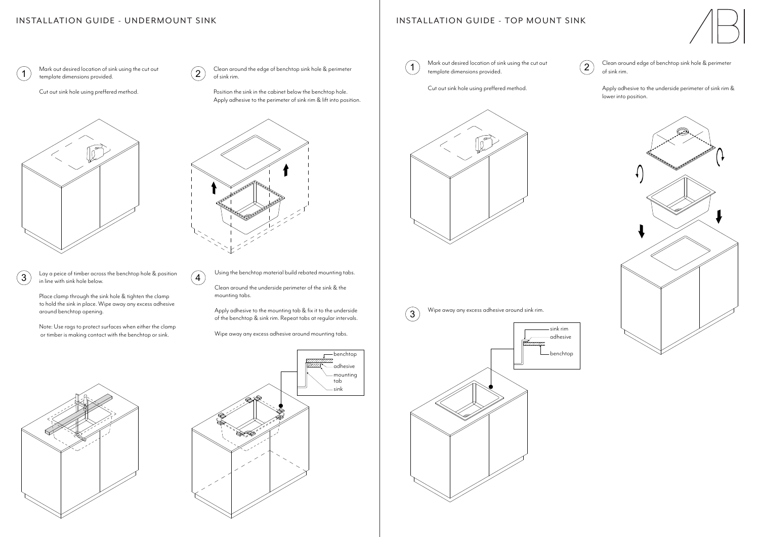# INSTALLATION GUIDE - UNDERMOUNT SINK

1. Mark out desired location of sink using the cut out template dimensions provided.

   Cut out sink hole using preffered method.

2. Clean around the edge of benchtop sink hole & perimeter of sink rim.

   Position the sink in the cabinet below the benchtop hole. Apply adhesive to the perimeter of sink rim & lift into position.

3. Lay a peice of timber across the benchtop hole & position in line with sink hole below.

   Place clamp through the sink hole & tighten the clamp to hold the sink in place. Wipe away any excess adhesive around benchtop opening.

   Note: Use rags to protect surfaces when either the clamp or timber is making contact with the benchtop or sink.

4. Using the benchtop material build rebated mounting tabs.

   Clean around the underside perimeter of the sink & the mounting tabs.

   Apply adhesive to the mounting tab & fix it to the underside of the benchtop & sink rim. Repeat tabs at regular intervals.

   Wipe away any excess adhesive around mounting tabs.

benchtop
adhesive
mounting tab
sink

# INSTALLATION GUIDE - TOP MOUNT SINK

1. Mark out desired location of sink using the cut out template dimensions provided.

   Cut out sink hole using preffered method.

2. Clean around edge of benchtop sink hole & perimeter of sink rim.

   Apply adhesive to the underside perimeter of sink rim & lower into position.

3. Wipe away any excess adhesive around sink rim.

sink rim
adhesive
benchtop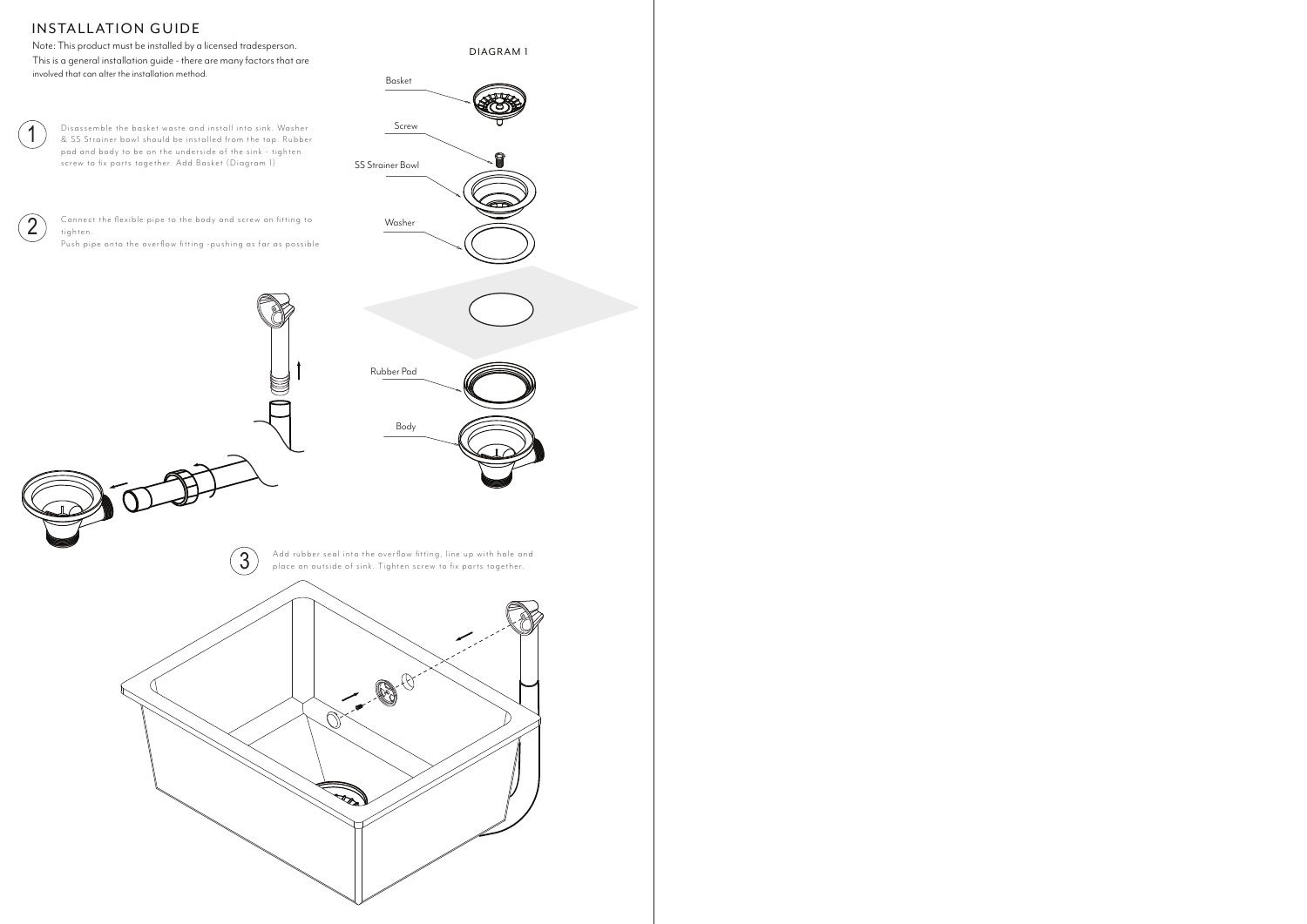# INSTALLATION GUIDE

Note: This product must be installed by a licensed tradesperson.
This is a general installation guide - there are many factors that are involved that can alter the installation method.

1. Disassemble the basket waste and install into sink. Washer & SS Strainer bowl should be installed from the top. Rubber pad and body to be on the underside of the sink - tighten screw to fix parts together. Add Basket (Diagram 1)

2. Connect the flexible pipe to the body and screw on fitting to tighten.
   Push pipe onto the overflow fitting -pushing as far as possible

3. Add rubber seal into the overflow fitting, line up with hole and place on outside of sink. Tighten screw to fix parts together.

DIAGRAM 1

Basket

Screw

SS Strainer Bowl

Washer

Rubber Pad

Body